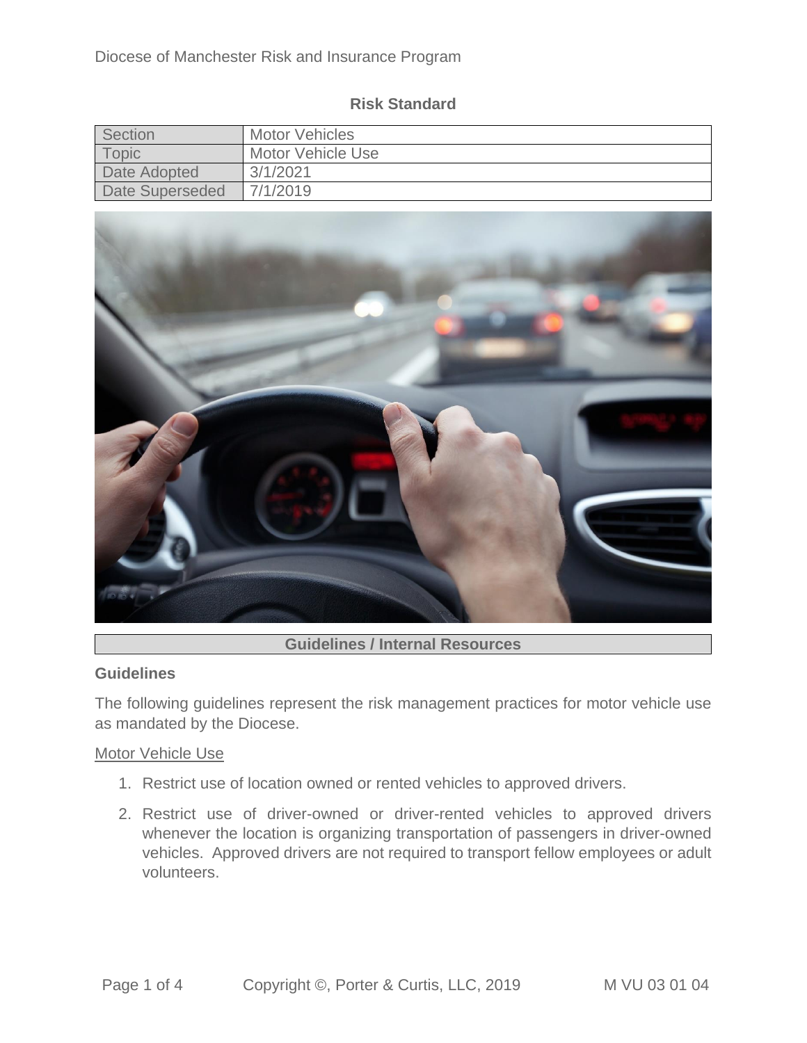Diocese of Manchester Risk and Insurance Program

**Risk Standard**

| Section | Motor Vehicles |
|---|---|
| Topic | Motor Vehicle Use |
| Date Adopted | 3/1/2021 |
| Date Superseded | 7/1/2019 |

**Guidelines / Internal Resources**

**Guidelines**

The following guidelines represent the risk management practices for motor vehicle use as mandated by the Diocese.

Motor Vehicle Use

1. Restrict use of location owned or rented vehicles to approved drivers.

2. Restrict use of driver-owned or driver-rented vehicles to approved drivers whenever the location is organizing transportation of passengers in driver-owned vehicles. Approved drivers are not required to transport fellow employees or adult volunteers.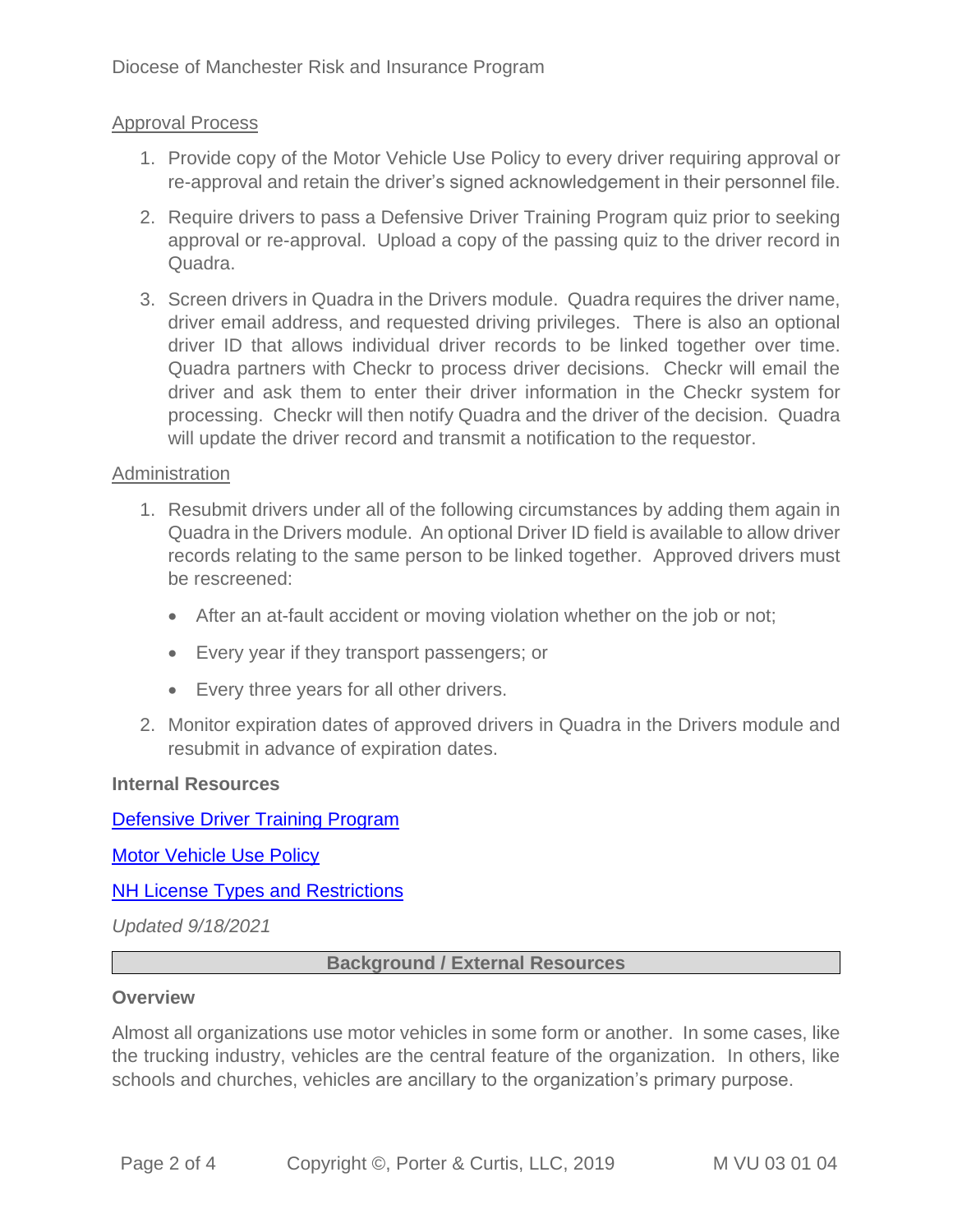Approval Process

1. Provide copy of the Motor Vehicle Use Policy to every driver requiring approval or re-approval and retain the driver's signed acknowledgement in their personnel file.

2. Require drivers to pass a Defensive Driver Training Program quiz prior to seeking approval or re-approval. Upload a copy of the passing quiz to the driver record in Quadra.

3. Screen drivers in Quadra in the Drivers module. Quadra requires the driver name, driver email address, and requested driving privileges. There is also an optional driver ID that allows individual driver records to be linked together over time. Quadra partners with Checkr to process driver decisions. Checkr will email the driver and ask them to enter their driver information in the Checkr system for processing. Checkr will then notify Quadra and the driver of the decision. Quadra will update the driver record and transmit a notification to the requestor.

Administration

1. Resubmit drivers under all of the following circumstances by adding them again in Quadra in the Drivers module. An optional Driver ID field is available to allow driver records relating to the same person to be linked together. Approved drivers must be rescreened:

   - After an at-fault accident or moving violation whether on the job or not;
   - Every year if they transport passengers; or
   - Every three years for all other drivers.

2. Monitor expiration dates of approved drivers in Quadra in the Drivers module and resubmit in advance of expiration dates.

**Internal Resources**

Defensive Driver Training Program

Motor Vehicle Use Policy

NH License Types and Restrictions

*Updated 9/18/2021*

## Background / External Resources

**Overview**

Almost all organizations use motor vehicles in some form or another. In some cases, like the trucking industry, vehicles are the central feature of the organization. In others, like schools and churches, vehicles are ancillary to the organization's primary purpose.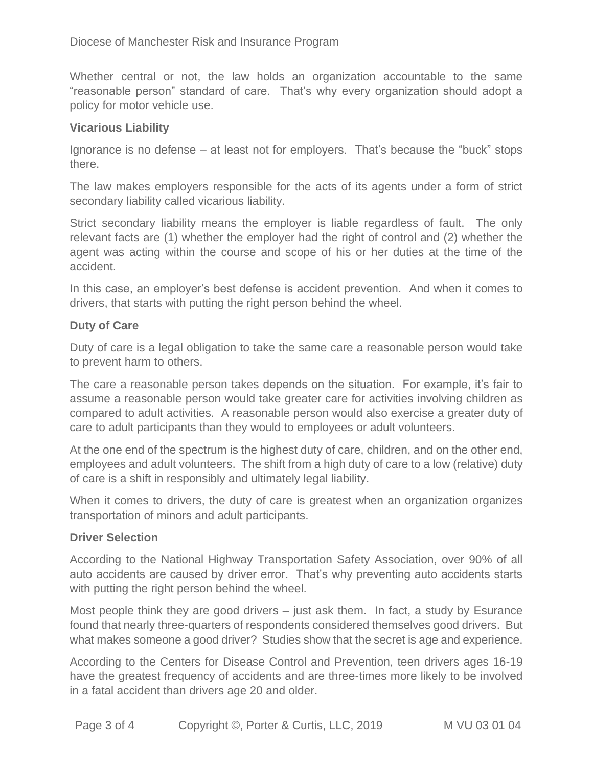Whether central or not, the law holds an organization accountable to the same "reasonable person" standard of care. That's why every organization should adopt a policy for motor vehicle use.

### Vicarious Liability

Ignorance is no defense – at least not for employers. That's because the "buck" stops there.

The law makes employers responsible for the acts of its agents under a form of strict secondary liability called vicarious liability.

Strict secondary liability means the employer is liable regardless of fault. The only relevant facts are (1) whether the employer had the right of control and (2) whether the agent was acting within the course and scope of his or her duties at the time of the accident.

In this case, an employer's best defense is accident prevention. And when it comes to drivers, that starts with putting the right person behind the wheel.

### Duty of Care

Duty of care is a legal obligation to take the same care a reasonable person would take to prevent harm to others.

The care a reasonable person takes depends on the situation. For example, it's fair to assume a reasonable person would take greater care for activities involving children as compared to adult activities. A reasonable person would also exercise a greater duty of care to adult participants than they would to employees or adult volunteers.

At the one end of the spectrum is the highest duty of care, children, and on the other end, employees and adult volunteers. The shift from a high duty of care to a low (relative) duty of care is a shift in responsibly and ultimately legal liability.

When it comes to drivers, the duty of care is greatest when an organization organizes transportation of minors and adult participants.

### Driver Selection

According to the National Highway Transportation Safety Association, over 90% of all auto accidents are caused by driver error. That's why preventing auto accidents starts with putting the right person behind the wheel.

Most people think they are good drivers – just ask them. In fact, a study by Esurance found that nearly three-quarters of respondents considered themselves good drivers. But what makes someone a good driver? Studies show that the secret is age and experience.

According to the Centers for Disease Control and Prevention, teen drivers ages 16-19 have the greatest frequency of accidents and are three-times more likely to be involved in a fatal accident than drivers age 20 and older.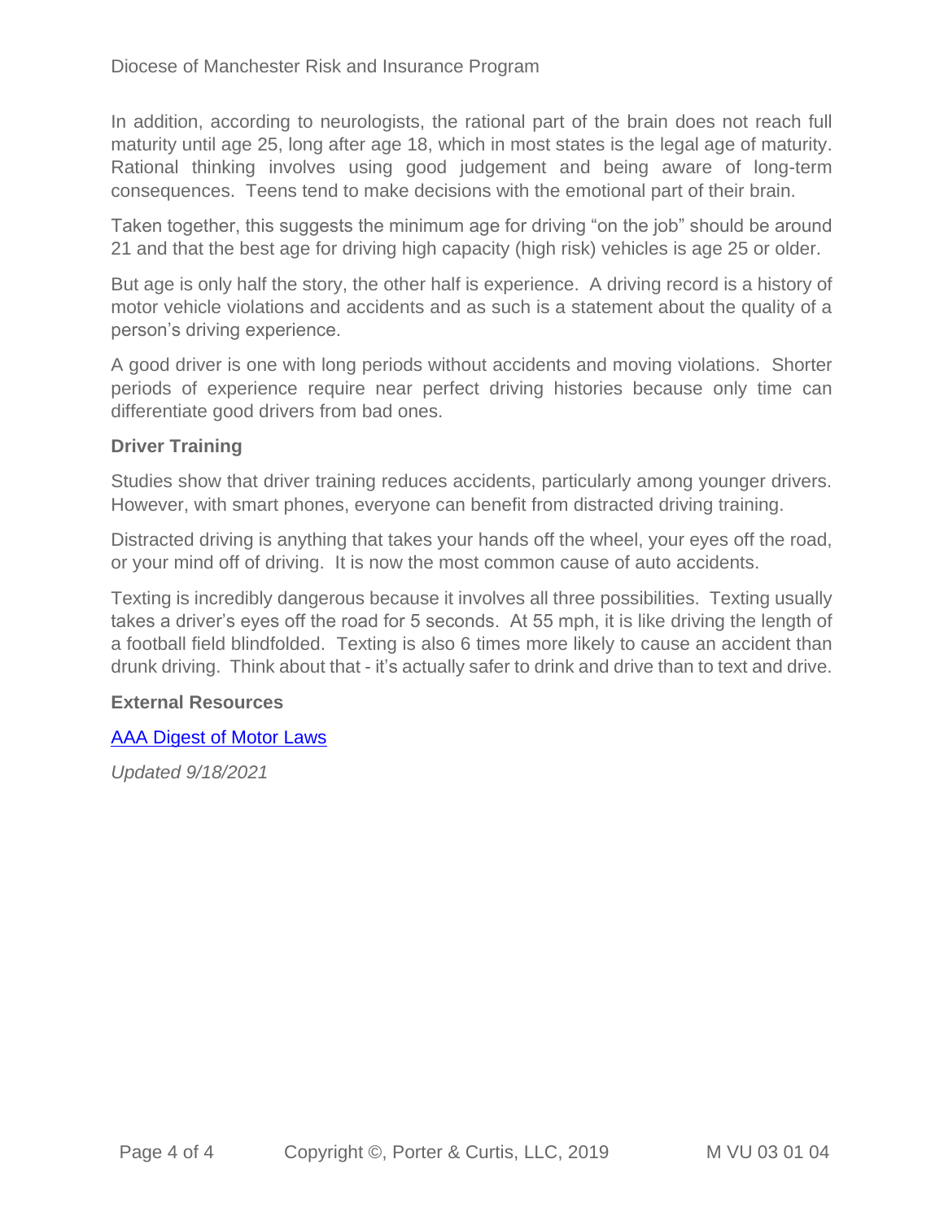In addition, according to neurologists, the rational part of the brain does not reach full maturity until age 25, long after age 18, which in most states is the legal age of maturity. Rational thinking involves using good judgement and being aware of long-term consequences. Teens tend to make decisions with the emotional part of their brain.

Taken together, this suggests the minimum age for driving "on the job" should be around 21 and that the best age for driving high capacity (high risk) vehicles is age 25 or older.

But age is only half the story, the other half is experience. A driving record is a history of motor vehicle violations and accidents and as such is a statement about the quality of a person's driving experience.

A good driver is one with long periods without accidents and moving violations. Shorter periods of experience require near perfect driving histories because only time can differentiate good drivers from bad ones.

**Driver Training**

Studies show that driver training reduces accidents, particularly among younger drivers. However, with smart phones, everyone can benefit from distracted driving training.

Distracted driving is anything that takes your hands off the wheel, your eyes off the road, or your mind off of driving. It is now the most common cause of auto accidents.

Texting is incredibly dangerous because it involves all three possibilities. Texting usually takes a driver's eyes off the road for 5 seconds. At 55 mph, it is like driving the length of a football field blindfolded. Texting is also 6 times more likely to cause an accident than drunk driving. Think about that - it's actually safer to drink and drive than to text and drive.

**External Resources**

[AAA Digest of Motor Laws]

*Updated 9/18/2021*